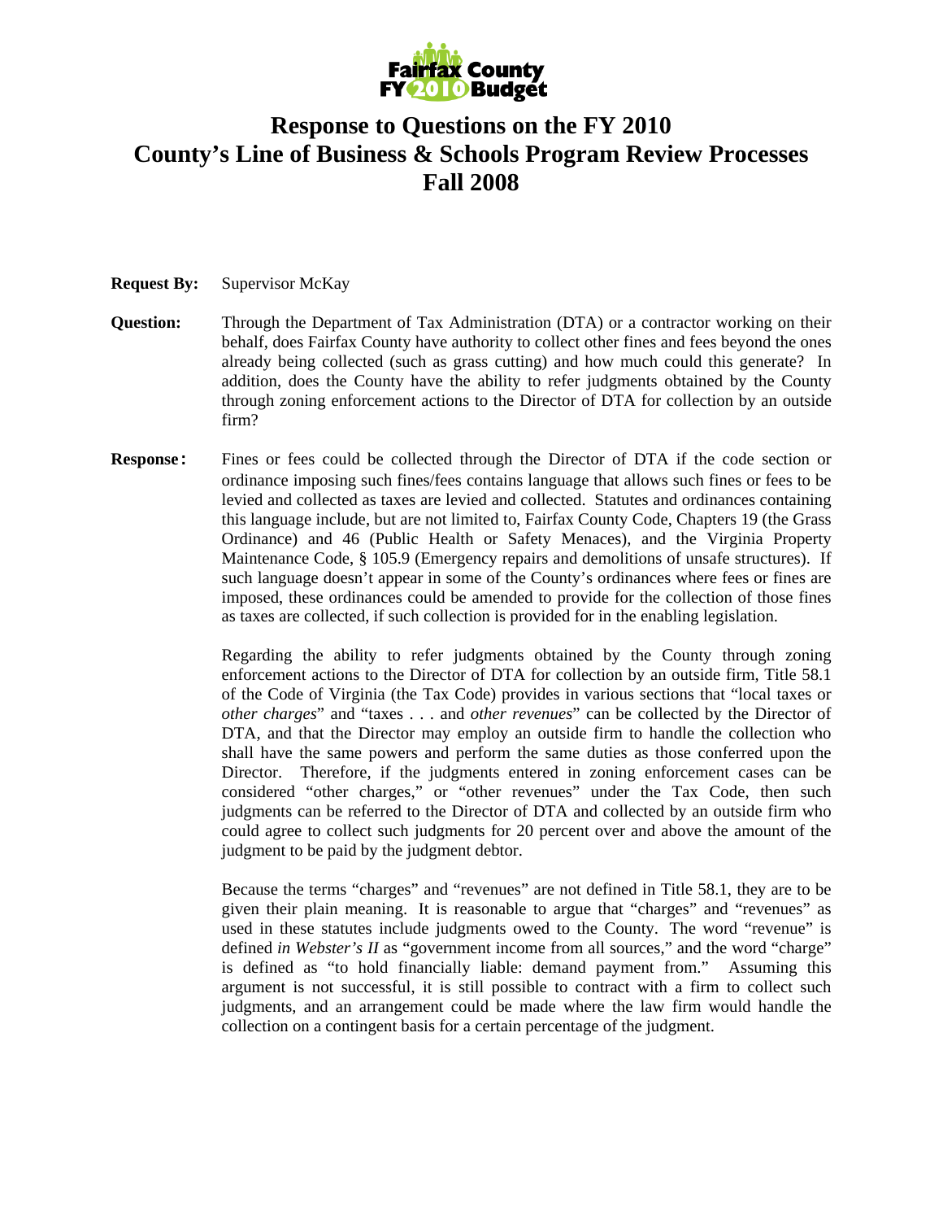Fairfax County FY 2010 Budget

# Response to Questions on the FY 2010 County's Line of Business & Schools Program Review Processes Fall 2008

**Request By:** Supervisor McKay

**Question:** Through the Department of Tax Administration (DTA) or a contractor working on their behalf, does Fairfax County have authority to collect other fines and fees beyond the ones already being collected (such as grass cutting) and how much could this generate? In addition, does the County have the ability to refer judgments obtained by the County through zoning enforcement actions to the Director of DTA for collection by an outside firm?

**Response:** Fines or fees could be collected through the Director of DTA if the code section or ordinance imposing such fines/fees contains language that allows such fines or fees to be levied and collected as taxes are levied and collected. Statutes and ordinances containing this language include, but are not limited to, Fairfax County Code, Chapters 19 (the Grass Ordinance) and 46 (Public Health or Safety Menaces), and the Virginia Property Maintenance Code, § 105.9 (Emergency repairs and demolitions of unsafe structures). If such language doesn't appear in some of the County's ordinances where fees or fines are imposed, these ordinances could be amended to provide for the collection of those fines as taxes are collected, if such collection is provided for in the enabling legislation.

Regarding the ability to refer judgments obtained by the County through zoning enforcement actions to the Director of DTA for collection by an outside firm, Title 58.1 of the Code of Virginia (the Tax Code) provides in various sections that "local taxes or *other charges*" and "taxes . . . and *other revenues*" can be collected by the Director of DTA, and that the Director may employ an outside firm to handle the collection who shall have the same powers and perform the same duties as those conferred upon the Director. Therefore, if the judgments entered in zoning enforcement cases can be considered "other charges," or "other revenues" under the Tax Code, then such judgments can be referred to the Director of DTA and collected by an outside firm who could agree to collect such judgments for 20 percent over and above the amount of the judgment to be paid by the judgment debtor.

Because the terms "charges" and "revenues" are not defined in Title 58.1, they are to be given their plain meaning. It is reasonable to argue that "charges" and "revenues" as used in these statutes include judgments owed to the County. The word "revenue" is defined *in Webster's II* as "government income from all sources," and the word "charge" is defined as "to hold financially liable: demand payment from." Assuming this argument is not successful, it is still possible to contract with a firm to collect such judgments, and an arrangement could be made where the law firm would handle the collection on a contingent basis for a certain percentage of the judgment.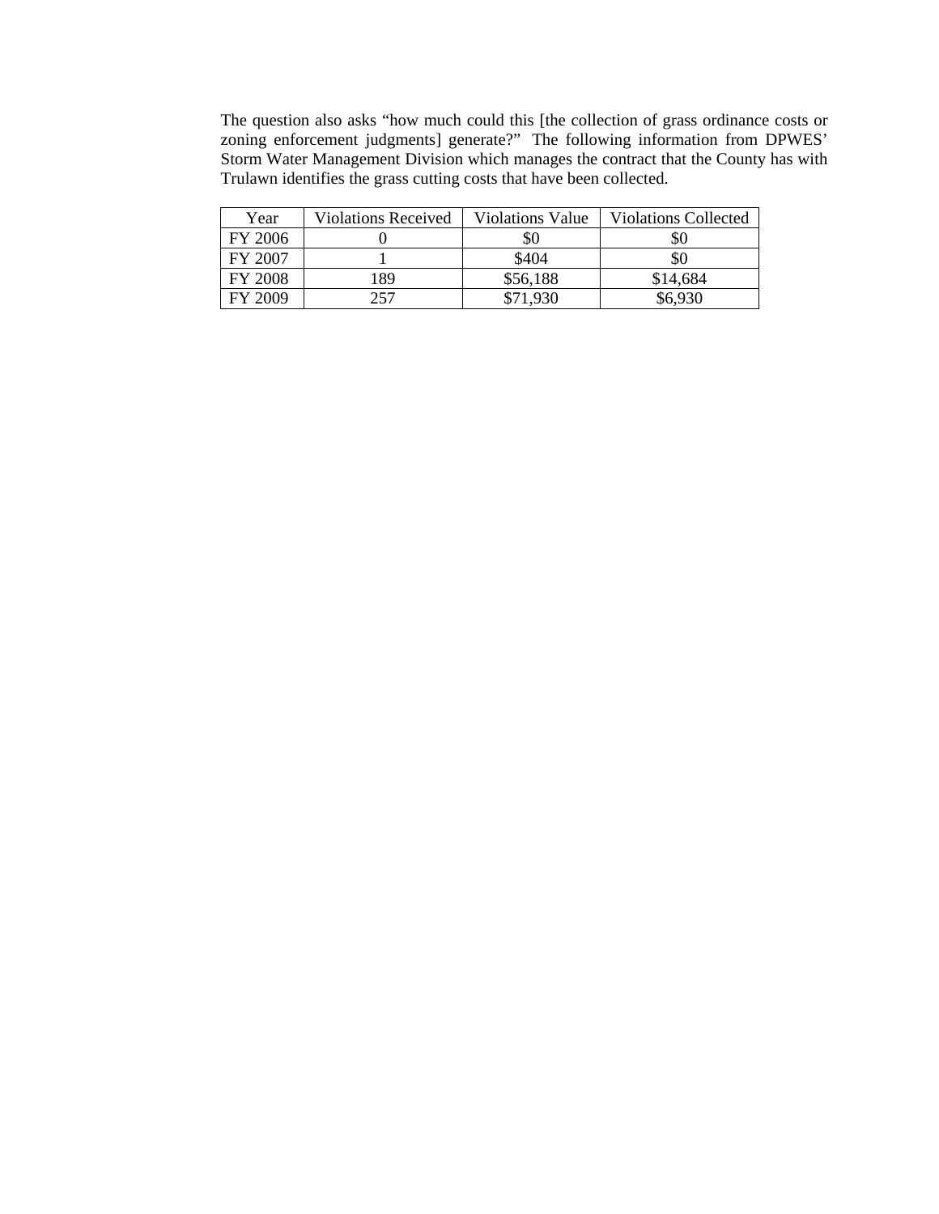The question also asks "how much could this [the collection of grass ordinance costs or zoning enforcement judgments] generate?" The following information from DPWES' Storm Water Management Division which manages the contract that the County has with Trulawn identifies the grass cutting costs that have been collected.

| Year | Violations Received | Violations Value | Violations Collected |
|---|---|---|---|
| FY 2006 | 0 | $0 | $0 |
| FY 2007 | 1 | $404 | $0 |
| FY 2008 | 189 | $56,188 | $14,684 |
| FY 2009 | 257 | $71,930 | $6,930 |